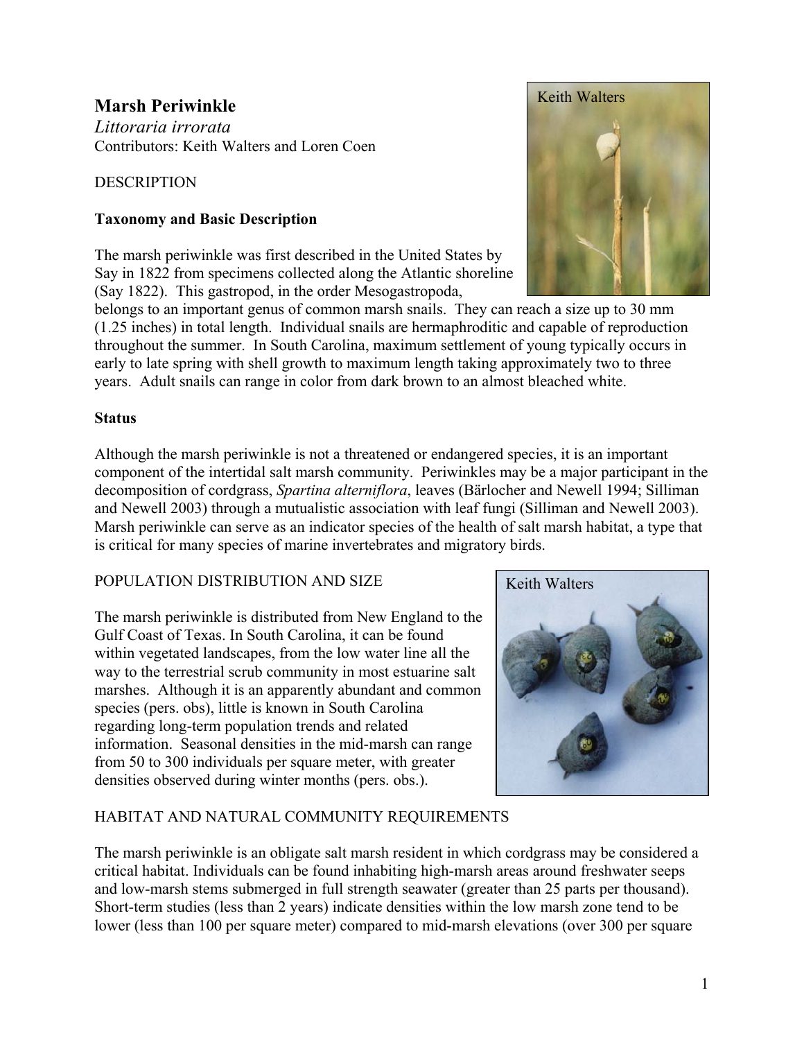# Marsh Periwinkle

*Littoraria irrorata*

Contributors: Keith Walters and Loren Coen

## DESCRIPTION

### Taxonomy and Basic Description

The marsh periwinkle was first described in the United States by Say in 1822 from specimens collected along the Atlantic shoreline (Say 1822). This gastropod, in the order Mesogastropoda, belongs to an important genus of common marsh snails. They can reach a size up to 30 mm (1.25 inches) in total length. Individual snails are hermaphroditic and capable of reproduction throughout the summer. In South Carolina, maximum settlement of young typically occurs in early to late spring with shell growth to maximum length taking approximately two to three years. Adult snails can range in color from dark brown to an almost bleached white.

### Status

Although the marsh periwinkle is not a threatened or endangered species, it is an important component of the intertidal salt marsh community. Periwinkles may be a major participant in the decomposition of cordgrass, *Spartina alterniflora*, leaves (Bärlocher and Newell 1994; Silliman and Newell 2003) through a mutualistic association with leaf fungi (Silliman and Newell 2003). Marsh periwinkle can serve as an indicator species of the health of salt marsh habitat, a type that is critical for many species of marine invertebrates and migratory birds.

## POPULATION DISTRIBUTION AND SIZE

The marsh periwinkle is distributed from New England to the Gulf Coast of Texas. In South Carolina, it can be found within vegetated landscapes, from the low water line all the way to the terrestrial scrub community in most estuarine salt marshes. Although it is an apparently abundant and common species (pers. obs), little is known in South Carolina regarding long-term population trends and related information. Seasonal densities in the mid-marsh can range from 50 to 300 individuals per square meter, with greater densities observed during winter months (pers. obs.).

## HABITAT AND NATURAL COMMUNITY REQUIREMENTS

The marsh periwinkle is an obligate salt marsh resident in which cordgrass may be considered a critical habitat. Individuals can be found inhabiting high-marsh areas around freshwater seeps and low-marsh stems submerged in full strength seawater (greater than 25 parts per thousand). Short-term studies (less than 2 years) indicate densities within the low marsh zone tend to be lower (less than 100 per square meter) compared to mid-marsh elevations (over 300 per square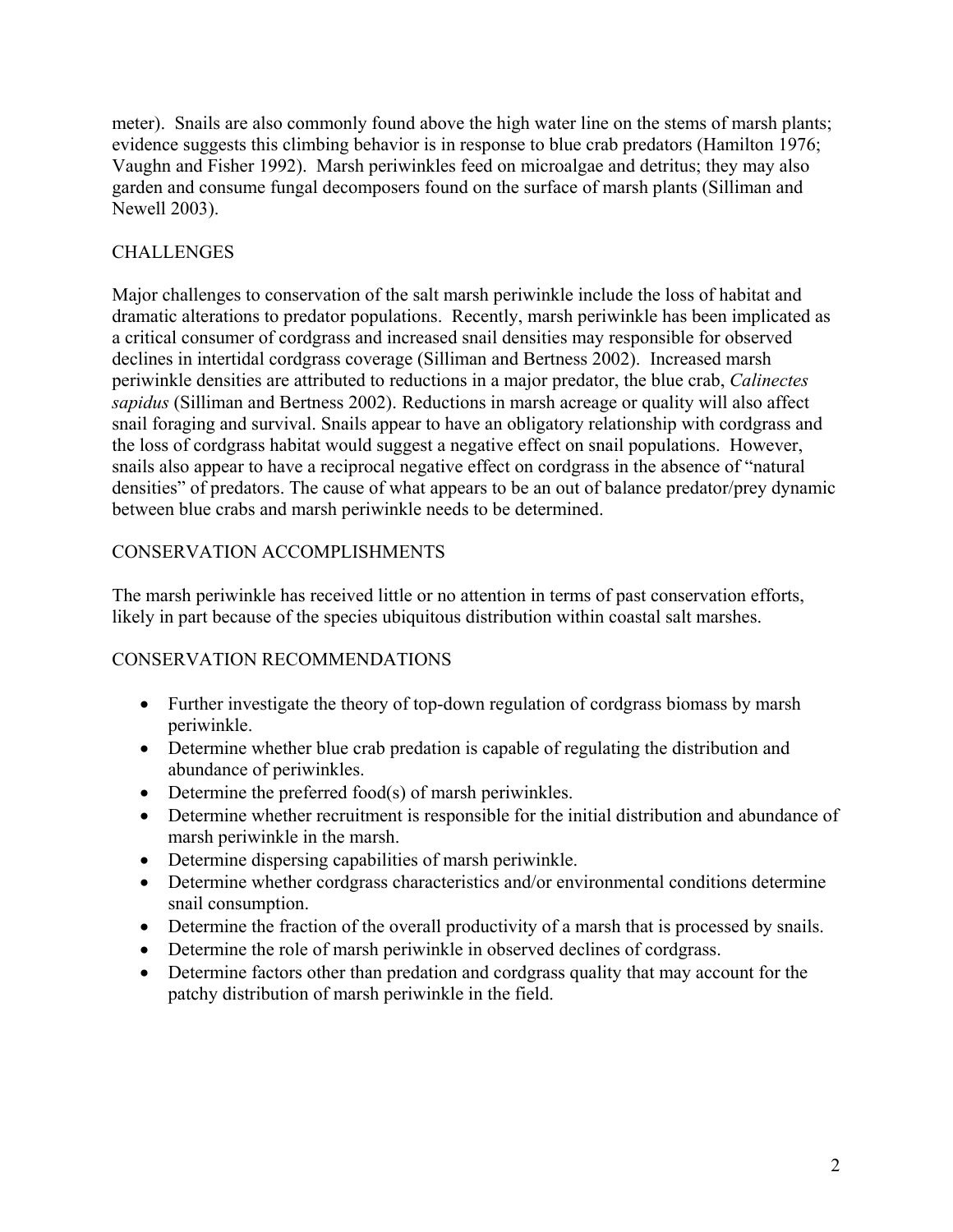meter). Snails are also commonly found above the high water line on the stems of marsh plants; evidence suggests this climbing behavior is in response to blue crab predators (Hamilton 1976; Vaughn and Fisher 1992). Marsh periwinkles feed on microalgae and detritus; they may also garden and consume fungal decomposers found on the surface of marsh plants (Silliman and Newell 2003).

## CHALLENGES

Major challenges to conservation of the salt marsh periwinkle include the loss of habitat and dramatic alterations to predator populations. Recently, marsh periwinkle has been implicated as a critical consumer of cordgrass and increased snail densities may responsible for observed declines in intertidal cordgrass coverage (Silliman and Bertness 2002). Increased marsh periwinkle densities are attributed to reductions in a major predator, the blue crab, *Calinectes sapidus* (Silliman and Bertness 2002). Reductions in marsh acreage or quality will also affect snail foraging and survival. Snails appear to have an obligatory relationship with cordgrass and the loss of cordgrass habitat would suggest a negative effect on snail populations. However, snails also appear to have a reciprocal negative effect on cordgrass in the absence of "natural densities" of predators. The cause of what appears to be an out of balance predator/prey dynamic between blue crabs and marsh periwinkle needs to be determined.

## CONSERVATION ACCOMPLISHMENTS

The marsh periwinkle has received little or no attention in terms of past conservation efforts, likely in part because of the species ubiquitous distribution within coastal salt marshes.

## CONSERVATION RECOMMENDATIONS

- Further investigate the theory of top-down regulation of cordgrass biomass by marsh periwinkle.
- Determine whether blue crab predation is capable of regulating the distribution and abundance of periwinkles.
- Determine the preferred food(s) of marsh periwinkles.
- Determine whether recruitment is responsible for the initial distribution and abundance of marsh periwinkle in the marsh.
- Determine dispersing capabilities of marsh periwinkle.
- Determine whether cordgrass characteristics and/or environmental conditions determine snail consumption.
- Determine the fraction of the overall productivity of a marsh that is processed by snails.
- Determine the role of marsh periwinkle in observed declines of cordgrass.
- Determine factors other than predation and cordgrass quality that may account for the patchy distribution of marsh periwinkle in the field.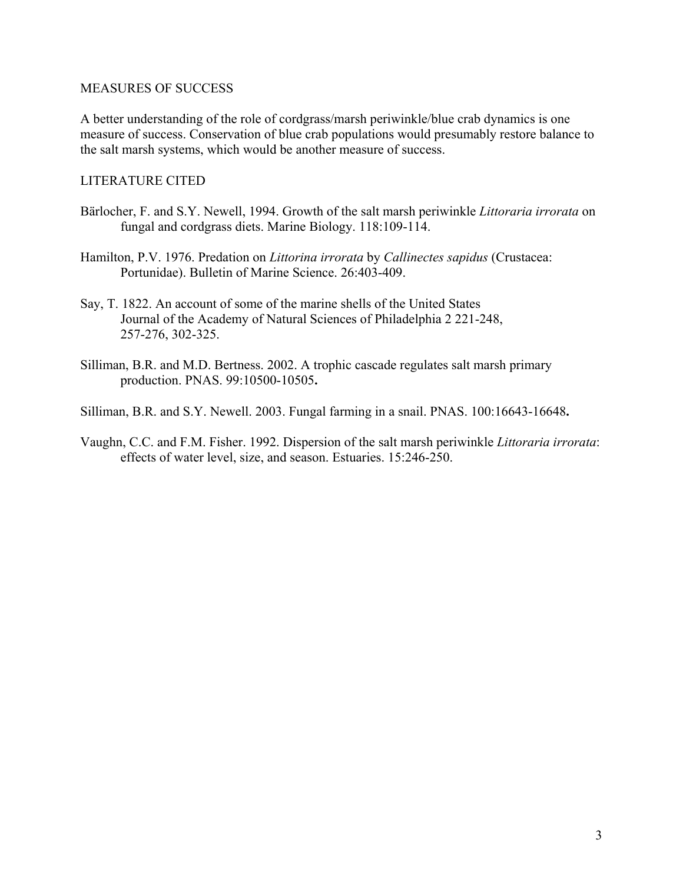## MEASURES OF SUCCESS

A better understanding of the role of cordgrass/marsh periwinkle/blue crab dynamics is one measure of success. Conservation of blue crab populations would presumably restore balance to the salt marsh systems, which would be another measure of success.

## LITERATURE CITED

Bärlocher, F. and S.Y. Newell, 1994. Growth of the salt marsh periwinkle *Littoraria irrorata* on fungal and cordgrass diets. Marine Biology. 118:109-114.

Hamilton, P.V. 1976. Predation on *Littorina irrorata* by *Callinectes sapidus* (Crustacea: Portunidae). Bulletin of Marine Science. 26:403-409.

Say, T. 1822. An account of some of the marine shells of the United States Journal of the Academy of Natural Sciences of Philadelphia 2 221-248, 257-276, 302-325.

Silliman, B.R. and M.D. Bertness. 2002. A trophic cascade regulates salt marsh primary production. PNAS. 99:10500-10505**.**

Silliman, B.R. and S.Y. Newell. 2003. Fungal farming in a snail. PNAS. 100:16643-16648**.**

Vaughn, C.C. and F.M. Fisher. 1992. Dispersion of the salt marsh periwinkle *Littoraria irrorata*: effects of water level, size, and season. Estuaries. 15:246-250.